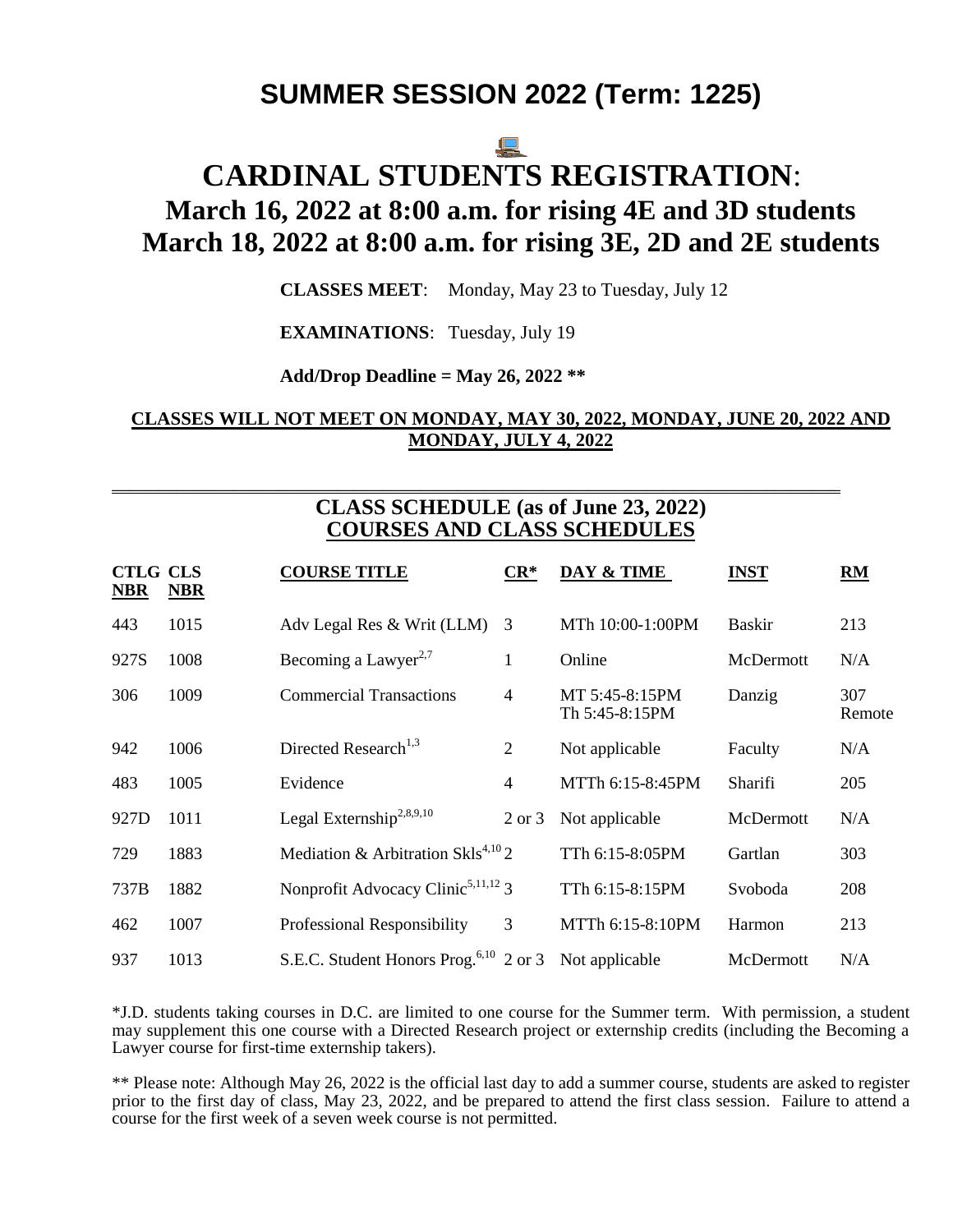# SUMMER SESSION 2022 (Term: 1225)

# CARDINAL STUDENTS REGISTRATION:

## March 16, 2022 at 8:00 a.m. for rising 4E and 3D students
## March 18, 2022 at 8:00 a.m. for rising 3E, 2D and 2E students

**CLASSES MEET**: Monday, May 23 to Tuesday, July 12

**EXAMINATIONS**: Tuesday, July 19

**Add/Drop Deadline = May 26, 2022 \*\***

**CLASSES WILL NOT MEET ON MONDAY, MAY 30, 2022, MONDAY, JUNE 20, 2022 AND MONDAY, JULY 4, 2022**

---

## CLASS SCHEDULE (as of June 23, 2022)
## COURSES AND CLASS SCHEDULES

| CTLG NBR | CLS NBR | COURSE TITLE | CR* | DAY & TIME | INST | RM |
|---|---|---|---|---|---|---|
| 443 | 1015 | Adv Legal Res & Writ (LLM) | 3 | MTh 10:00-1:00PM | Baskir | 213 |
| 927S | 1008 | Becoming a Lawyer[2,7] | 1 | Online | McDermott | N/A |
| 306 | 1009 | Commercial Transactions | 4 | MT 5:45-8:15PM<br>Th 5:45-8:15PM | Danzig | 307<br>Remote |
| 942 | 1006 | Directed Research[1,3] | 2 | Not applicable | Faculty | N/A |
| 483 | 1005 | Evidence | 4 | MTTh 6:15-8:45PM | Sharifi | 205 |
| 927D | 1011 | Legal Externship[2,8,9,10] | 2 or 3 | Not applicable | McDermott | N/A |
| 729 | 1883 | Mediation & Arbitration Skls[4,10] | 2 | TTh 6:15-8:05PM | Gartlan | 303 |
| 737B | 1882 | Nonprofit Advocacy Clinic[5,11,12] | 3 | TTh 6:15-8:15PM | Svoboda | 208 |
| 462 | 1007 | Professional Responsibility | 3 | MTTh 6:15-8:10PM | Harmon | 213 |
| 937 | 1013 | S.E.C. Student Honors Prog.[6,10] | 2 or 3 | Not applicable | McDermott | N/A |

*J.D. students taking courses in D.C. are limited to one course for the Summer term. With permission, a student may supplement this one course with a Directed Research project or externship credits (including the Becoming a Lawyer course for first-time externship takers).

** Please note: Although May 26, 2022 is the official last day to add a summer course, students are asked to register prior to the first day of class, May 23, 2022, and be prepared to attend the first class session. Failure to attend a course for the first week of a seven week course is not permitted.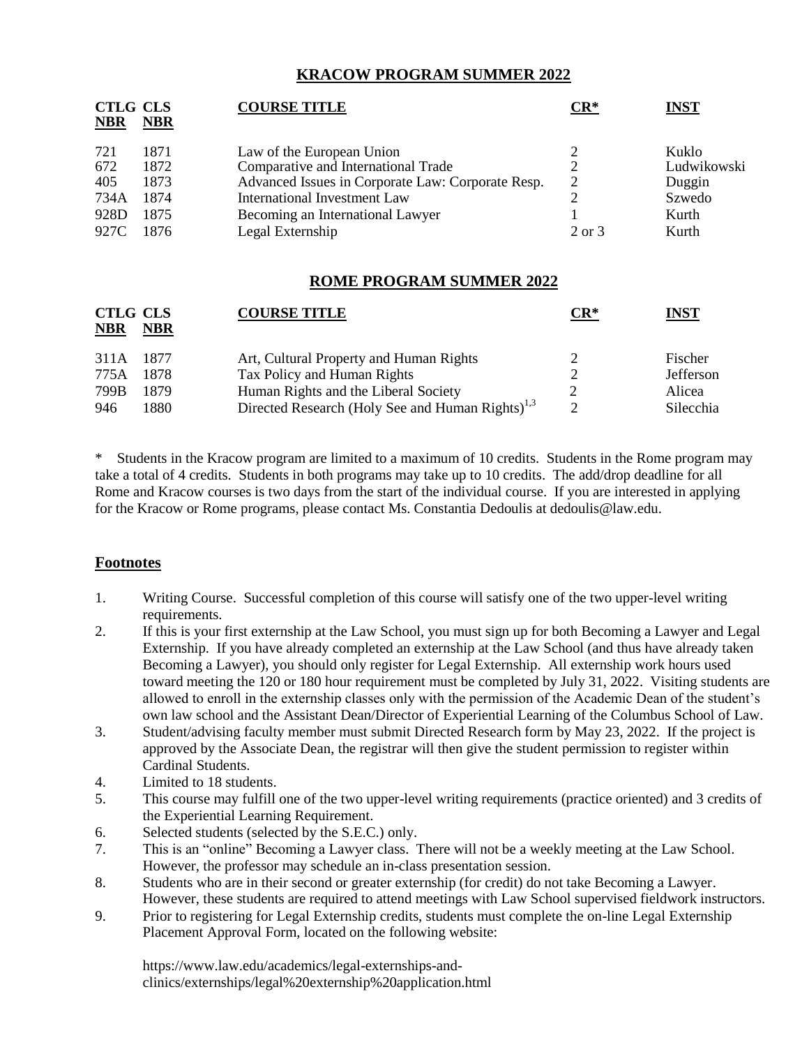## KRACOW PROGRAM SUMMER 2022

| CTLG NBR | CLS NBR | COURSE TITLE | CR* | INST |
|---|---|---|---|---|
| 721 | 1871 | Law of the European Union | 2 | Kuklo |
| 672 | 1872 | Comparative and International Trade | 2 | Ludwikowski |
| 405 | 1873 | Advanced Issues in Corporate Law: Corporate Resp. | 2 | Duggin |
| 734A | 1874 | International Investment Law | 2 | Szwedo |
| 928D | 1875 | Becoming an International Lawyer | 1 | Kurth |
| 927C | 1876 | Legal Externship | 2 or 3 | Kurth |

## ROME PROGRAM SUMMER 2022

| CTLG NBR | CLS NBR | COURSE TITLE | CR* | INST |
|---|---|---|---|---|
| 311A | 1877 | Art, Cultural Property and Human Rights | 2 | Fischer |
| 775A | 1878 | Tax Policy and Human Rights | 2 | Jefferson |
| 799B | 1879 | Human Rights and the Liberal Society | 2 | Alicea |
| 946 | 1880 | Directed Research (Holy See and Human Rights)[1,3] | 2 | Silecchia |

\* Students in the Kracow program are limited to a maximum of 10 credits. Students in the Rome program may take a total of 4 credits. Students in both programs may take up to 10 credits. The add/drop deadline for all Rome and Kracow courses is two days from the start of the individual course. If you are interested in applying for the Kracow or Rome programs, please contact Ms. Constantia Dedoulis at dedoulis@law.edu.

## Footnotes

1. Writing Course. Successful completion of this course will satisfy one of the two upper-level writing requirements.
2. If this is your first externship at the Law School, you must sign up for both Becoming a Lawyer and Legal Externship. If you have already completed an externship at the Law School (and thus have already taken Becoming a Lawyer), you should only register for Legal Externship. All externship work hours used toward meeting the 120 or 180 hour requirement must be completed by July 31, 2022. Visiting students are allowed to enroll in the externship classes only with the permission of the Academic Dean of the student's own law school and the Assistant Dean/Director of Experiential Learning of the Columbus School of Law.
3. Student/advising faculty member must submit Directed Research form by May 23, 2022. If the project is approved by the Associate Dean, the registrar will then give the student permission to register within Cardinal Students.
4. Limited to 18 students.
5. This course may fulfill one of the two upper-level writing requirements (practice oriented) and 3 credits of the Experiential Learning Requirement.
6. Selected students (selected by the S.E.C.) only.
7. This is an "online" Becoming a Lawyer class. There will not be a weekly meeting at the Law School. However, the professor may schedule an in-class presentation session.
8. Students who are in their second or greater externship (for credit) do not take Becoming a Lawyer. However, these students are required to attend meetings with Law School supervised fieldwork instructors.
9. Prior to registering for Legal Externship credits, students must complete the on-line Legal Externship Placement Approval Form, located on the following website:

   https://www.law.edu/academics/legal-externships-and-clinics/externships/legal%20externship%20application.html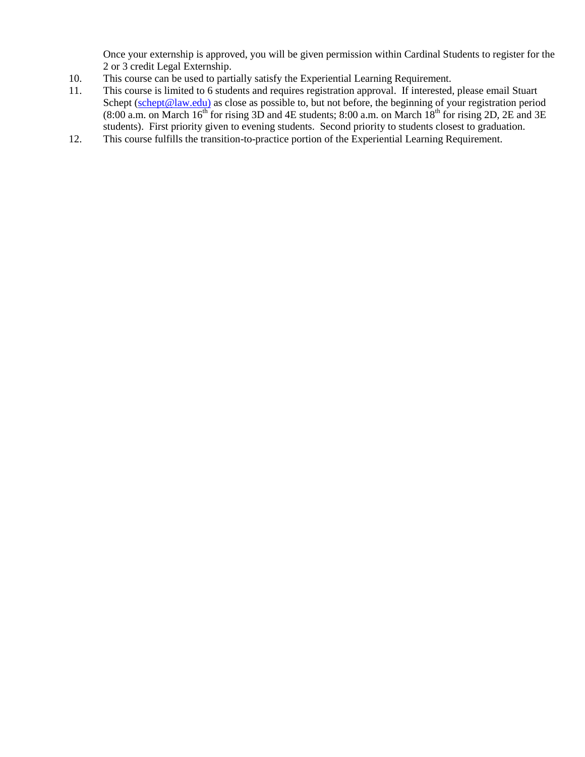Once your externship is approved, you will be given permission within Cardinal Students to register for the 2 or 3 credit Legal Externship.

10. This course can be used to partially satisfy the Experiential Learning Requirement.
11. This course is limited to 6 students and requires registration approval. If interested, please email Stuart Schept (schept@law.edu) as close as possible to, but not before, the beginning of your registration period (8:00 a.m. on March 16th for rising 3D and 4E students; 8:00 a.m. on March 18th for rising 2D, 2E and 3E students). First priority given to evening students. Second priority to students closest to graduation.
12. This course fulfills the transition-to-practice portion of the Experiential Learning Requirement.